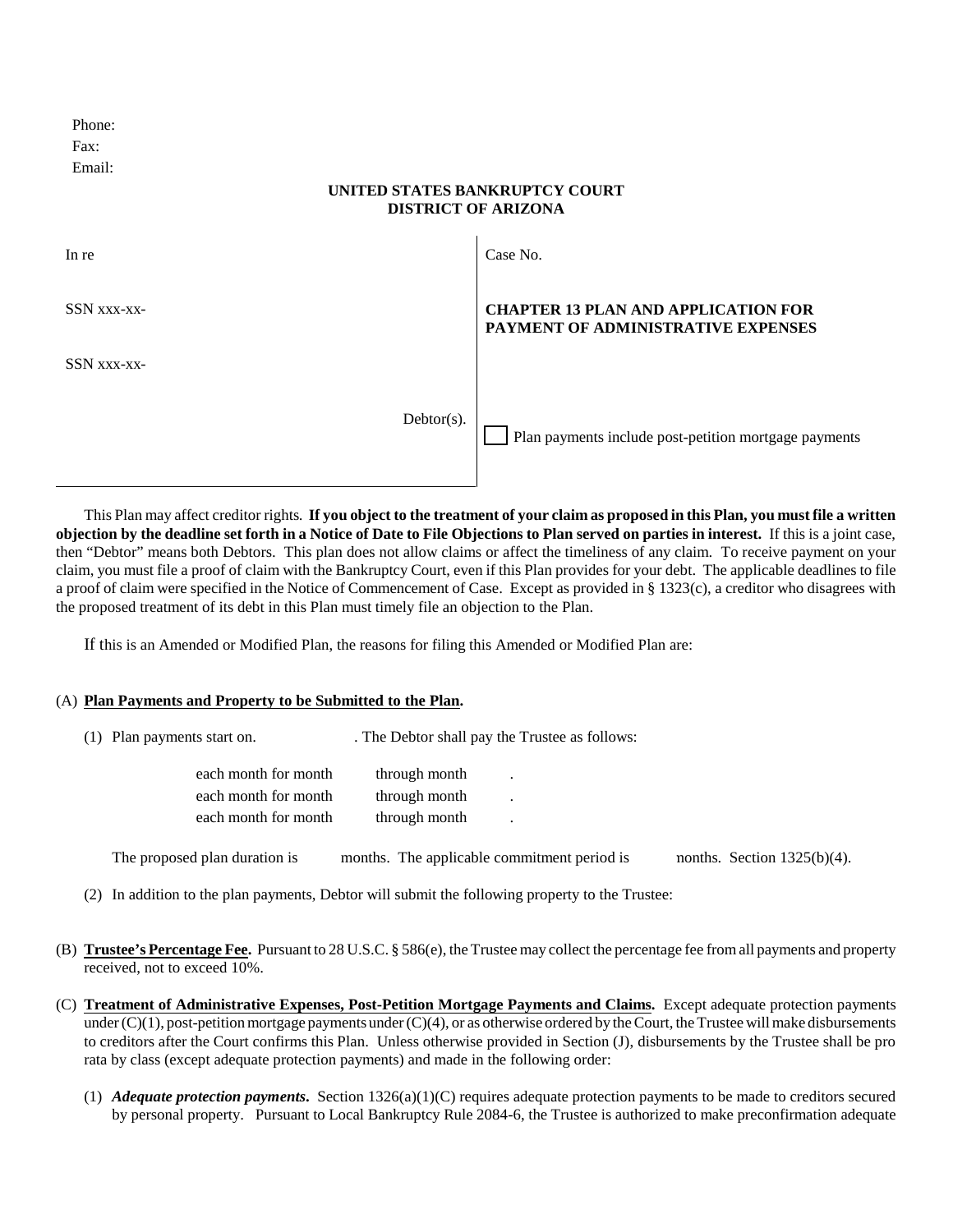Phone:
Fax:
Email:

**UNITED STATES BANKRUPTCY COURT**
**DISTRICT OF ARIZONA**

| In re | Case No. |
|---|---|
| SSN xxx-xx- | **CHAPTER 13 PLAN AND APPLICATION FOR PAYMENT OF ADMINISTRATIVE EXPENSES** |
| SSN xxx-xx- | |
| Debtor(s). | ☐ Plan payments include post-petition mortgage payments |

This Plan may affect creditor rights. **If you object to the treatment of your claim as proposed in this Plan, you must file a written objection by the deadline set forth in a Notice of Date to File Objections to Plan served on parties in interest.** If this is a joint case, then "Debtor" means both Debtors. This plan does not allow claims or affect the timeliness of any claim. To receive payment on your claim, you must file a proof of claim with the Bankruptcy Court, even if this Plan provides for your debt. The applicable deadlines to file a proof of claim were specified in the Notice of Commencement of Case. Except as provided in § 1323(c), a creditor who disagrees with the proposed treatment of its debt in this Plan must timely file an objection to the Plan.

If this is an Amended or Modified Plan, the reasons for filing this Amended or Modified Plan are:

(A) **Plan Payments and Property to be Submitted to the Plan.**

(1) Plan payments start on. . The Debtor shall pay the Trustee as follows:

each month for month through month .
each month for month through month .
each month for month through month .

The proposed plan duration is months. The applicable commitment period is nonths. Section 1325(b)(4).

(2) In addition to the plan payments, Debtor will submit the following property to the Trustee:

(B) **Trustee's Percentage Fee.** Pursuant to 28 U.S.C. § 586(e), the Trustee may collect the percentage fee from all payments and property received, not to exceed 10%.

(C) **Treatment of Administrative Expenses, Post-Petition Mortgage Payments and Claims.** Except adequate protection payments under (C)(1), post-petition mortgage payments under (C)(4), or as otherwise ordered by the Court, the Trustee will make disbursements to creditors after the Court confirms this Plan. Unless otherwise provided in Section (J), disbursements by the Trustee shall be pro rata by class (except adequate protection payments) and made in the following order:

(1) ***Adequate protection payments***. Section 1326(a)(1)(C) requires adequate protection payments to be made to creditors secured by personal property. Pursuant to Local Bankruptcy Rule 2084-6, the Trustee is authorized to make preconfirmation adequate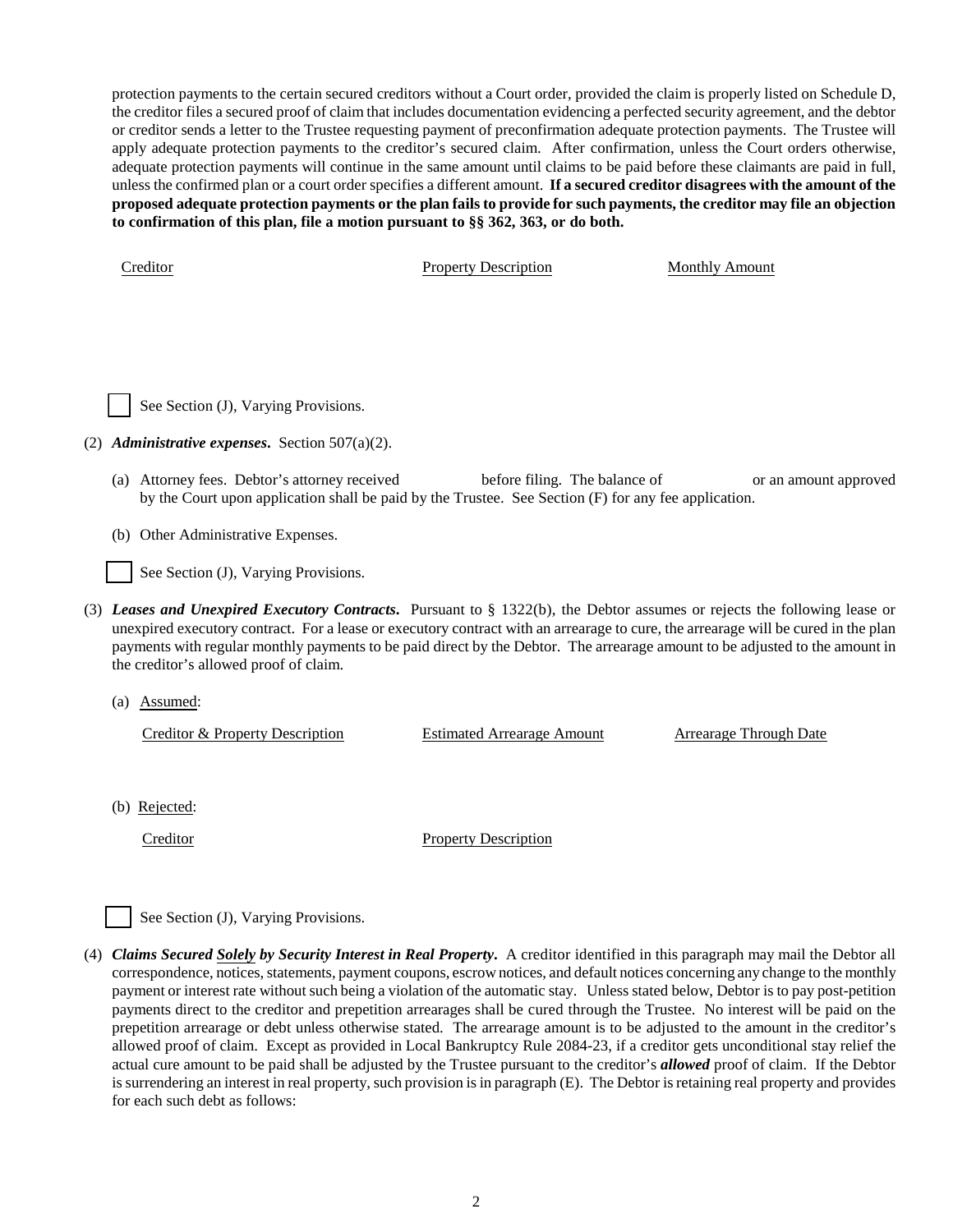protection payments to the certain secured creditors without a Court order, provided the claim is properly listed on Schedule D, the creditor files a secured proof of claim that includes documentation evidencing a perfected security agreement, and the debtor or creditor sends a letter to the Trustee requesting payment of preconfirmation adequate protection payments. The Trustee will apply adequate protection payments to the creditor's secured claim. After confirmation, unless the Court orders otherwise, adequate protection payments will continue in the same amount until claims to be paid before these claimants are paid in full, unless the confirmed plan or a court order specifies a different amount. **If a secured creditor disagrees with the amount of the proposed adequate protection payments or the plan fails to provide for such payments, the creditor may file an objection to confirmation of this plan, file a motion pursuant to §§ 362, 363, or do both.**

| Creditor | Property Description | Monthly Amount |
|---|---|---|
| | | |

☐ See Section (J), Varying Provisions.

(2) ***Administrative expenses***. Section 507(a)(2).

(a) Attorney fees. Debtor's attorney received before filing. The balance of or an amount approved by the Court upon application shall be paid by the Trustee. See Section (F) for any fee application.

(b) Other Administrative Expenses.

☐ See Section (J), Varying Provisions.

(3) ***Leases and Unexpired Executory Contracts***. Pursuant to § 1322(b), the Debtor assumes or rejects the following lease or unexpired executory contract. For a lease or executory contract with an arrearage to cure, the arrearage will be cured in the plan payments with regular monthly payments to be paid direct by the Debtor. The arrearage amount to be adjusted to the amount in the creditor's allowed proof of claim.

(a) Assumed:

| Creditor & Property Description | Estimated Arrearage Amount | Arrearage Through Date |
|---|---|---|
| | | |

(b) Rejected:

| Creditor | Property Description |
|---|---|
| | |

☐ See Section (J), Varying Provisions.

(4) ***Claims Secured Solely by Security Interest in Real Property***. A creditor identified in this paragraph may mail the Debtor all correspondence, notices, statements, payment coupons, escrow notices, and default notices concerning any change to the monthly payment or interest rate without such being a violation of the automatic stay. Unless stated below, Debtor is to pay post-petition payments direct to the creditor and prepetition arrearages shall be cured through the Trustee. No interest will be paid on the prepetition arrearage or debt unless otherwise stated. The arrearage amount is to be adjusted to the amount in the creditor's allowed proof of claim. Except as provided in Local Bankruptcy Rule 2084-23, if a creditor gets unconditional stay relief the actual cure amount to be paid shall be adjusted by the Trustee pursuant to the creditor's ***allowed*** proof of claim. If the Debtor is surrendering an interest in real property, such provision is in paragraph (E). The Debtor is retaining real property and provides for each such debt as follows: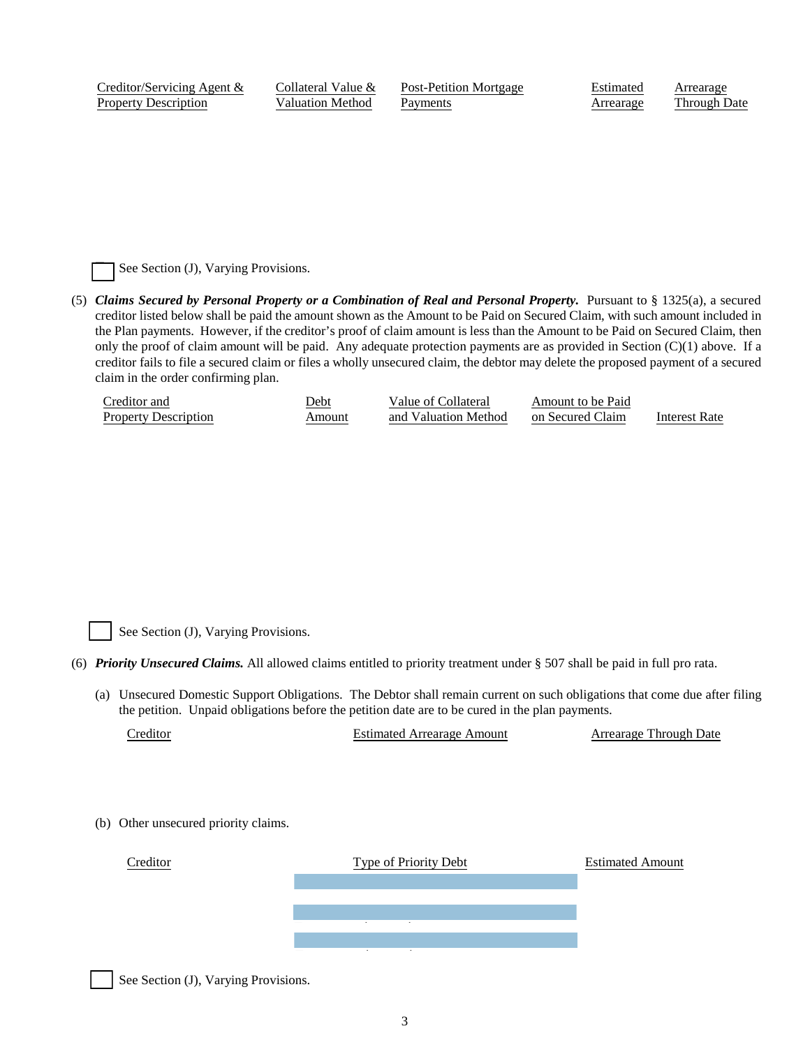| Creditor/Servicing Agent & Property Description | Collateral Value & Valuation Method | Post-Petition Mortgage Payments | Estimated Arrearage | Arrearage Through Date |
|---|---|---|---|---|

☐ See Section (J), Varying Provisions.

(5) ***Claims Secured by Personal Property or a Combination of Real and Personal Property.*** Pursuant to § 1325(a), a secured creditor listed below shall be paid the amount shown as the Amount to be Paid on Secured Claim, with such amount included in the Plan payments. However, if the creditor's proof of claim amount is less than the Amount to be Paid on Secured Claim, then only the proof of claim amount will be paid. Any adequate protection payments are as provided in Section (C)(1) above. If a creditor fails to file a secured claim or files a wholly unsecured claim, the debtor may delete the proposed payment of a secured claim in the order confirming plan.

| Creditor and Property Description | Debt Amount | Value of Collateral and Valuation Method | Amount to be Paid on Secured Claim | Interest Rate |
|---|---|---|---|---|

☐ See Section (J), Varying Provisions.

(6) ***Priority Unsecured Claims.*** All allowed claims entitled to priority treatment under § 507 shall be paid in full pro rata.

(a) Unsecured Domestic Support Obligations. The Debtor shall remain current on such obligations that come due after filing the petition. Unpaid obligations before the petition date are to be cured in the plan payments.

| Creditor | Estimated Arrearage Amount | Arrearage Through Date |
|---|---|---|

(b) Other unsecured priority claims.

| Creditor | Type of Priority Debt | Estimated Amount |
|---|---|---|
| | | |
| | | |
| | | |

☐ See Section (J), Varying Provisions.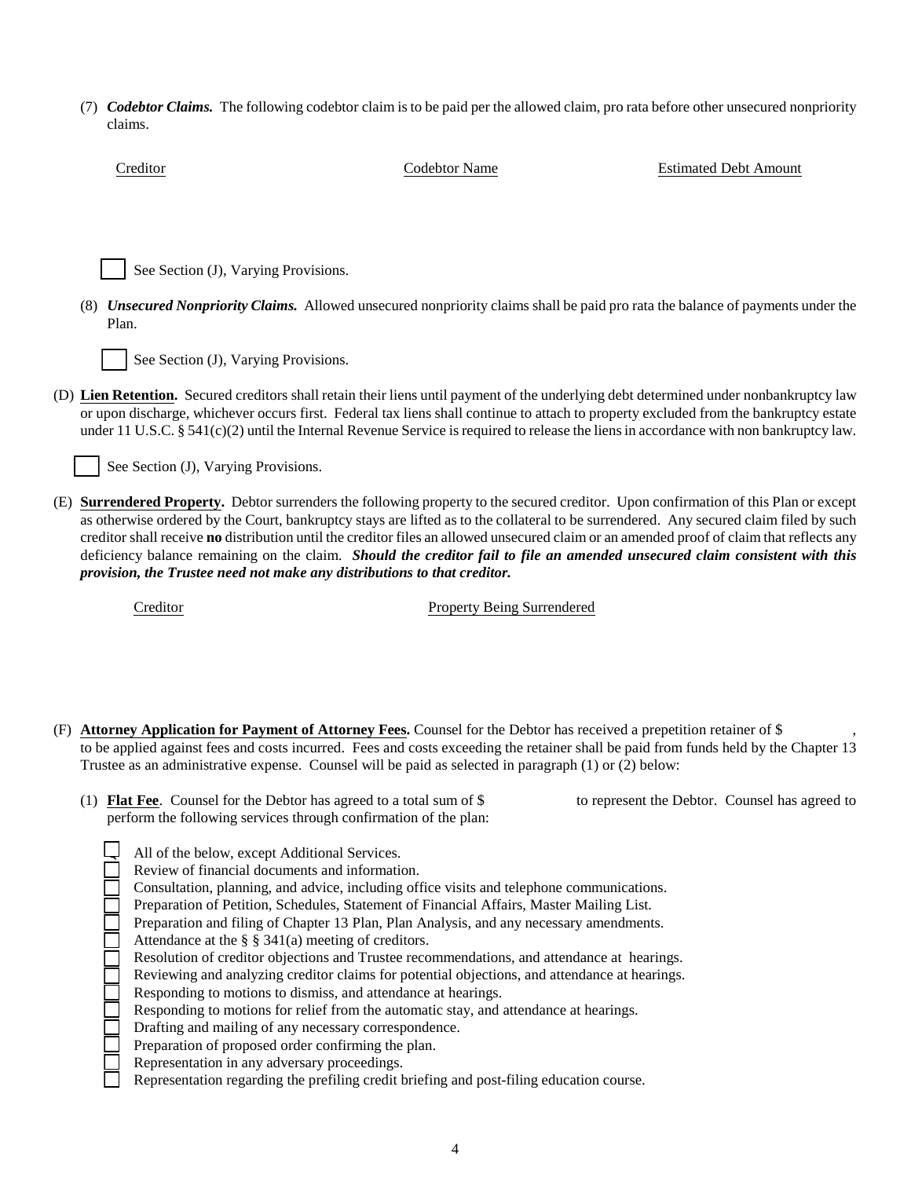(7) ***Codebtor Claims.*** The following codebtor claim is to be paid per the allowed claim, pro rata before other unsecured nonpriority claims.

| Creditor | Codebtor Name | Estimated Debt Amount |
|---|---|---|
| | | |

☐ See Section (J), Varying Provisions.

(8) ***Unsecured Nonpriority Claims.*** Allowed unsecured nonpriority claims shall be paid pro rata the balance of payments under the Plan.

☐ See Section (J), Varying Provisions.

(D) **Lien Retention.** Secured creditors shall retain their liens until payment of the underlying debt determined under nonbankruptcy law or upon discharge, whichever occurs first. Federal tax liens shall continue to attach to property excluded from the bankruptcy estate under 11 U.S.C. § 541(c)(2) until the Internal Revenue Service is required to release the liens in accordance with non bankruptcy law.

☐ See Section (J), Varying Provisions.

(E) **Surrendered Property.** Debtor surrenders the following property to the secured creditor. Upon confirmation of this Plan or except as otherwise ordered by the Court, bankruptcy stays are lifted as to the collateral to be surrendered. Any secured claim filed by such creditor shall receive **no** distribution until the creditor files an allowed unsecured claim or an amended proof of claim that reflects any deficiency balance remaining on the claim. ***Should the creditor fail to file an amended unsecured claim consistent with this provision, the Trustee need not make any distributions to that creditor.***

| Creditor | Property Being Surrendered |
|---|---|
| | |

(F) **Attorney Application for Payment of Attorney Fees.** Counsel for the Debtor has received a prepetition retainer of $ , to be applied against fees and costs incurred. Fees and costs exceeding the retainer shall be paid from funds held by the Chapter 13 Trustee as an administrative expense. Counsel will be paid as selected in paragraph (1) or (2) below:

(1) **Flat Fee**. Counsel for the Debtor has agreed to a total sum of $ to represent the Debtor. Counsel has agreed to perform the following services through confirmation of the plan:

- ☐ All of the below, except Additional Services.
- ☐ Review of financial documents and information.
- ☐ Consultation, planning, and advice, including office visits and telephone communications.
- ☐ Preparation of Petition, Schedules, Statement of Financial Affairs, Master Mailing List.
- ☐ Preparation and filing of Chapter 13 Plan, Plan Analysis, and any necessary amendments.
- ☐ Attendance at the § § 341(a) meeting of creditors.
- ☐ Resolution of creditor objections and Trustee recommendations, and attendance at hearings.
- ☐ Reviewing and analyzing creditor claims for potential objections, and attendance at hearings.
- ☐ Responding to motions to dismiss, and attendance at hearings.
- ☐ Responding to motions for relief from the automatic stay, and attendance at hearings.
- ☐ Drafting and mailing of any necessary correspondence.
- ☐ Preparation of proposed order confirming the plan.
- ☐ Representation in any adversary proceedings.
- ☐ Representation regarding the prefiling credit briefing and post-filing education course.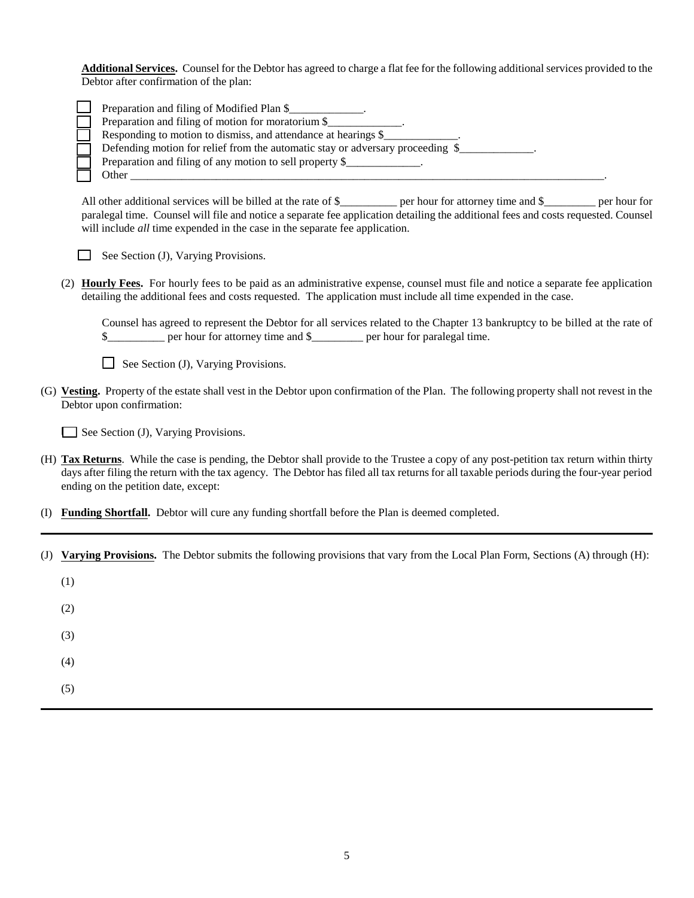**Additional Services.** Counsel for the Debtor has agreed to charge a flat fee for the following additional services provided to the Debtor after confirmation of the plan:

- ☐ Preparation and filing of Modified Plan $_____________.
- ☐ Preparation and filing of motion for moratorium $_____________.
- ☐ Responding to motion to dismiss, and attendance at hearings $_____________.
- ☐ Defending motion for relief from the automatic stay or adversary proceeding $_____________.
- ☐ Preparation and filing of any motion to sell property $_____________.
- ☐ Other ________________________________________________________________________________.

All other additional services will be billed at the rate of $__________ per hour for attorney time and $_________ per hour for paralegal time. Counsel will file and notice a separate fee application detailing the additional fees and costs requested. Counsel will include *all* time expended in the case in the separate fee application.

☐ See Section (J), Varying Provisions.

(2) **Hourly Fees.** For hourly fees to be paid as an administrative expense, counsel must file and notice a separate fee application detailing the additional fees and costs requested. The application must include all time expended in the case.

Counsel has agreed to represent the Debtor for all services related to the Chapter 13 bankruptcy to be billed at the rate of $__________ per hour for attorney time and $_________ per hour for paralegal time.

☐ See Section (J), Varying Provisions.

(G) **Vesting.** Property of the estate shall vest in the Debtor upon confirmation of the Plan. The following property shall not revest in the Debtor upon confirmation:

☐ See Section (J), Varying Provisions.

(H) **Tax Returns**. While the case is pending, the Debtor shall provide to the Trustee a copy of any post-petition tax return within thirty days after filing the return with the tax agency. The Debtor has filed all tax returns for all taxable periods during the four-year period ending on the petition date, except:

(I) **Funding Shortfall.** Debtor will cure any funding shortfall before the Plan is deemed completed.

---

(J) **Varying Provisions.** The Debtor submits the following provisions that vary from the Local Plan Form, Sections (A) through (H):

(1)

(2)

(3)

(4)

(5)

---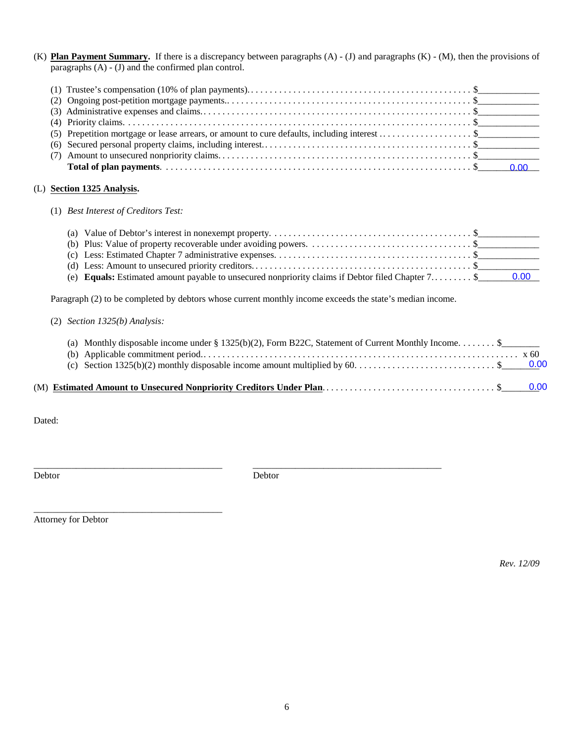(K) **Plan Payment Summary.** If there is a discrepancy between paragraphs (A) - (J) and paragraphs (K) - (M), then the provisions of paragraphs (A) - (J) and the confirmed plan control.

(1) Trustee's compensation (10% of plan payments). . . . . . . . . . . . . . . . . . . . . . . . . . . . . . . . . . . . . . . . . . . . . . $____________

(2) Ongoing post-petition mortgage payments.. . . . . . . . . . . . . . . . . . . . . . . . . . . . . . . . . . . . . . . . . . . . . . . . . . . $____________

(3) Administrative expenses and claims.. . . . . . . . . . . . . . . . . . . . . . . . . . . . . . . . . . . . . . . . . . . . . . . . . . . . . . . $____________

(4) Priority claims. . . . . . . . . . . . . . . . . . . . . . . . . . . . . . . . . . . . . . . . . . . . . . . . . . . . . . . . . . . . . . . . . . . . . . . . . . $____________

(5) Prepetition mortgage or lease arrears, or amount to cure defaults, including interest . . . . . . . . . . . . . . . . . . . $____________

(6) Secured personal property claims, including interest.. . . . . . . . . . . . . . . . . . . . . . . . . . . . . . . . . . . . . . . . . . . $____________

(7) Amount to unsecured nonpriority claims.. . . . . . . . . . . . . . . . . . . . . . . . . . . . . . . . . . . . . . . . . . . . . . . . . . . . $____________

**Total of plan payments**. . . . . . . . . . . . . . . . . . . . . . . . . . . . . . . . . . . . . . . . . . . . . . . . . . . . . . . . . . . . . . . . . $______0.00___

(L) **Section 1325 Analysis.**

(1) *Best Interest of Creditors Test:*

(a) Value of Debtor's interest in nonexempt property. . . . . . . . . . . . . . . . . . . . . . . . . . . . . . . . . . . . . . . . . . . . $____________

(b) Plus: Value of property recoverable under avoiding powers. . . . . . . . . . . . . . . . . . . . . . . . . . . . . . . . . . . $____________

(c) Less: Estimated Chapter 7 administrative expenses. . . . . . . . . . . . . . . . . . . . . . . . . . . . . . . . . . . . . . . . . $____________

(d) Less: Amount to unsecured priority creditors.. . . . . . . . . . . . . . . . . . . . . . . . . . . . . . . . . . . . . . . . . . . . . . $____________

(e) **Equals:** Estimated amount payable to unsecured nonpriority claims if Debtor filed Chapter 7. . . . . . . . . $_______0.00___

Paragraph (2) to be completed by debtors whose current monthly income exceeds the state's median income.

(2) *Section 1325(b) Analysis:*

(a) Monthly disposable income under § 1325(b)(2), Form B22C, Statement of Current Monthly Income. . . . . . . . $________

(b) Applicable commitment period.. . . . . . . . . . . . . . . . . . . . . . . . . . . . . . . . . . . . . . . . . . . . . . . . . . . . . . . . . . . x 60

(c) Section 1325(b)(2) monthly disposable income amount multiplied by 60. . . . . . . . . . . . . . . . . . . . . . . . . . . . . $______0.00

(M) **Estimated Amount to Unsecured Nonpriority Creditors Under Plan**. . . . . . . . . . . . . . . . . . . . . . . . . . . . . . . . . . . . $______0.00

Dated:

________________________________________ Debtor

________________________________________ Debtor

________________________________________ Attorney for Debtor

*Rev. 12/09*